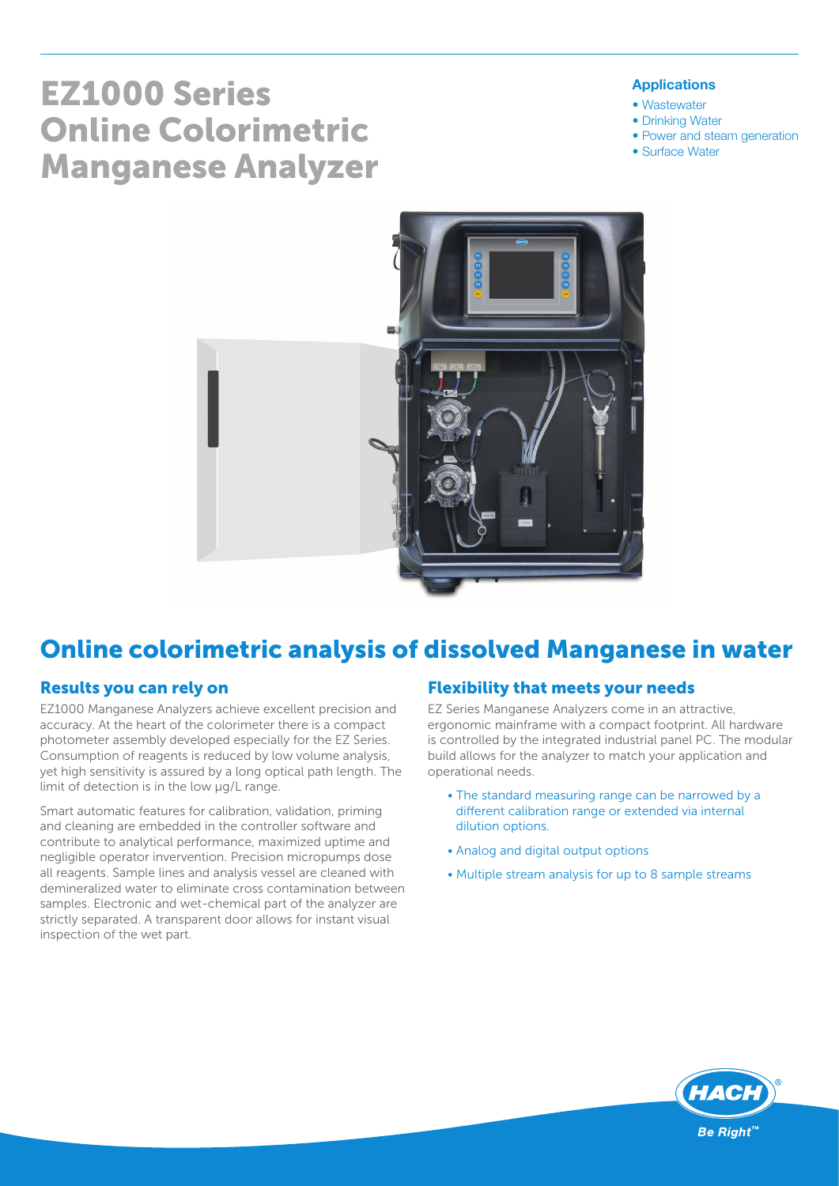# EZ1000 Series Online Colorimetric Manganese Analyzer

**Applications**

- Wastewater
- Drinking Water
- Power and steam generation
- Surface Water

## Online colorimetric analysis of dissolved Manganese in water

### Results you can rely on

EZ1000 Manganese Analyzers achieve excellent precision and accuracy. At the heart of the colorimeter there is a compact photometer assembly developed especially for the EZ Series. Consumption of reagents is reduced by low volume analysis, yet high sensitivity is assured by a long optical path length. The limit of detection is in the low µg/L range.

Smart automatic features for calibration, validation, priming and cleaning are embedded in the controller software and contribute to analytical performance, maximized uptime and negligible operator invervention. Precision micropumps dose all reagents. Sample lines and analysis vessel are cleaned with demineralized water to eliminate cross contamination between samples. Electronic and wet-chemical part of the analyzer are strictly separated. A transparent door allows for instant visual inspection of the wet part.

### Flexibility that meets your needs

EZ Series Manganese Analyzers come in an attractive, ergonomic mainframe with a compact footprint. All hardware is controlled by the integrated industrial panel PC. The modular build allows for the analyzer to match your application and operational needs.

- The standard measuring range can be narrowed by a different calibration range or extended via internal dilution options.
- Analog and digital output options
- Multiple stream analysis for up to 8 sample streams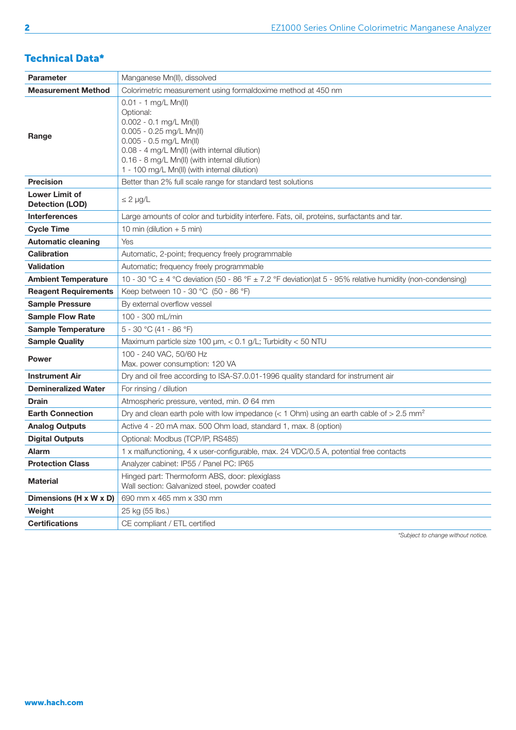## Technical Data*

| Parameter | Manganese Mn(II), dissolved |
|---|---|
| **Measurement Method** | Colorimetric measurement using formaldoxime method at 450 nm |
| **Range** | 0.01 - 1 mg/L Mn(II)<br>Optional:<br>0.002 - 0.1 mg/L Mn(II)<br>0.005 - 0.25 mg/L Mn(II)<br>0.005 - 0.5 mg/L Mn(II)<br>0.08 - 4 mg/L Mn(II) (with internal dilution)<br>0.16 - 8 mg/L Mn(II) (with internal dilution)<br>1 - 100 mg/L Mn(II) (with internal dilution) |
| **Precision** | Better than 2% full scale range for standard test solutions |
| **Lower Limit of Detection (LOD)** | ≤ 2 µg/L |
| **Interferences** | Large amounts of color and turbidity interfere. Fats, oil, proteins, surfactants and tar. |
| **Cycle Time** | 10 min (dilution + 5 min) |
| **Automatic cleaning** | Yes |
| **Calibration** | Automatic, 2-point; frequency freely programmable |
| **Validation** | Automatic; frequency freely programmable |
| **Ambient Temperature** | 10 - 30 °C ± 4 °C deviation (50 - 86 °F ± 7.2 °F deviation)at 5 - 95% relative humidity (non-condensing) |
| **Reagent Requirements** | Keep between 10 - 30 °C (50 - 86 °F) |
| **Sample Pressure** | By external overflow vessel |
| **Sample Flow Rate** | 100 - 300 mL/min |
| **Sample Temperature** | 5 - 30 °C (41 - 86 °F) |
| **Sample Quality** | Maximum particle size 100 µm, < 0.1 g/L; Turbidity < 50 NTU |
| **Power** | 100 - 240 VAC, 50/60 Hz<br>Max. power consumption: 120 VA |
| **Instrument Air** | Dry and oil free according to ISA-S7.0.01-1996 quality standard for instrument air |
| **Demineralized Water** | For rinsing / dilution |
| **Drain** | Atmospheric pressure, vented, min. Ø 64 mm |
| **Earth Connection** | Dry and clean earth pole with low impedance (< 1 Ohm) using an earth cable of > 2.5 $mm^2$ |
| **Analog Outputs** | Active 4 - 20 mA max. 500 Ohm load, standard 1, max. 8 (option) |
| **Digital Outputs** | Optional: Modbus (TCP/IP, RS485) |
| **Alarm** | 1 x malfunctioning, 4 x user-configurable, max. 24 VDC/0.5 A, potential free contacts |
| **Protection Class** | Analyzer cabinet: IP55 / Panel PC: IP65 |
| **Material** | Hinged part: Thermoform ABS, door: plexiglass<br>Wall section: Galvanized steel, powder coated |
| **Dimensions (H x W x D)** | 690 mm x 465 mm x 330 mm |
| **Weight** | 25 kg (55 lbs.) |
| **Certifications** | CE compliant / ETL certified |

*\*Subject to change without notice.*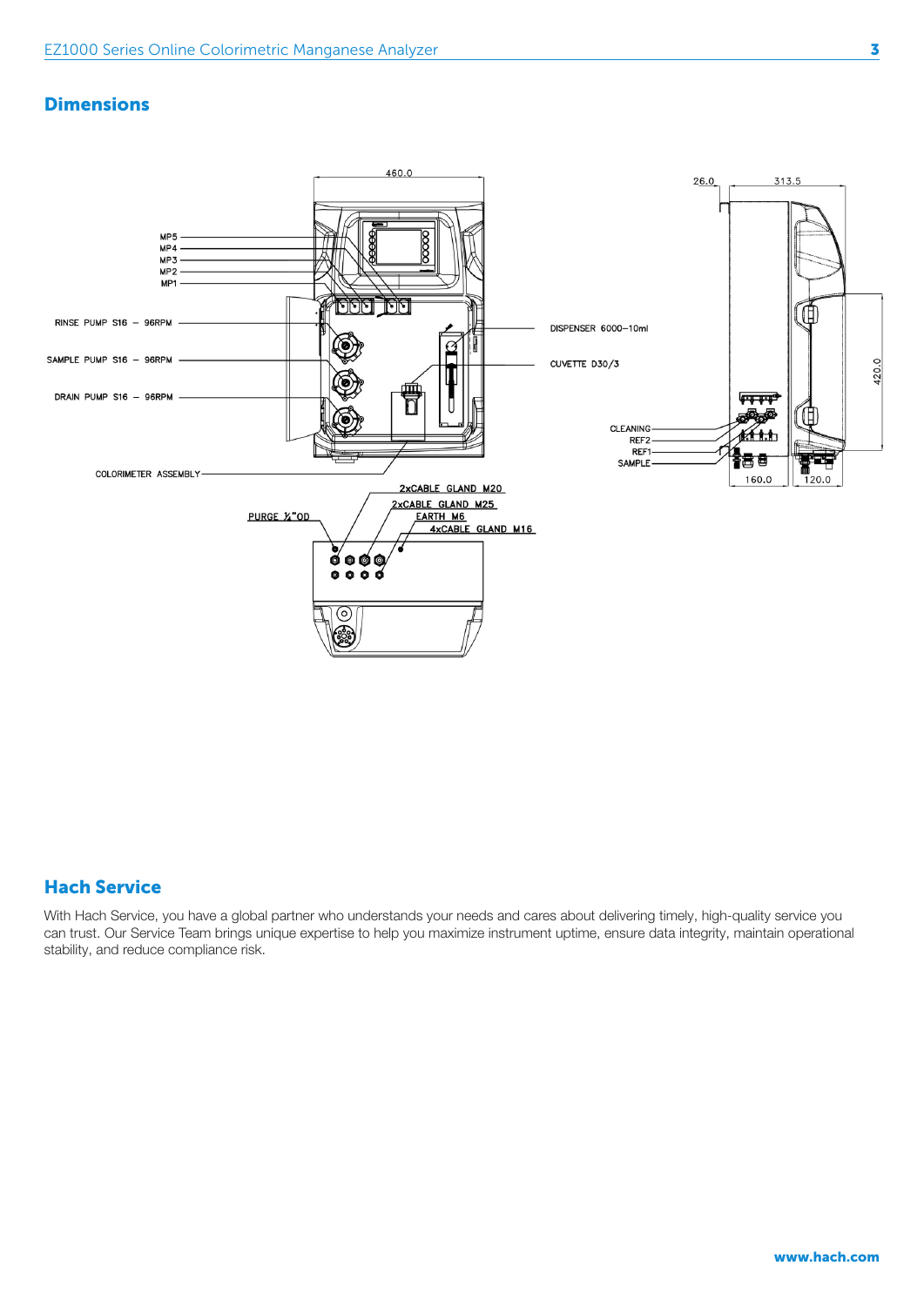## Dimensions

460.0

MP5
MP4
MP3
MP2
MP1

RINSE PUMP S16 – 96RPM

SAMPLE PUMP S16 – 96RPM

DRAIN PUMP S16 – 96RPM

COLORIMETER ASSEMBLY

DISPENSER 6000–10ml

CUVETTE D30/3

26.0 313.5

420.0

CLEANING
REF2
REF1
SAMPLE

160.0 120.0

2xCABLE GLAND M20
2xCABLE GLAND M25
EARTH M6
4xCABLE GLAND M16
PURGE ¼"OD

## Hach Service

With Hach Service, you have a global partner who understands your needs and cares about delivering timely, high-quality service you can trust. Our Service Team brings unique expertise to help you maximize instrument uptime, ensure data integrity, maintain operational stability, and reduce compliance risk.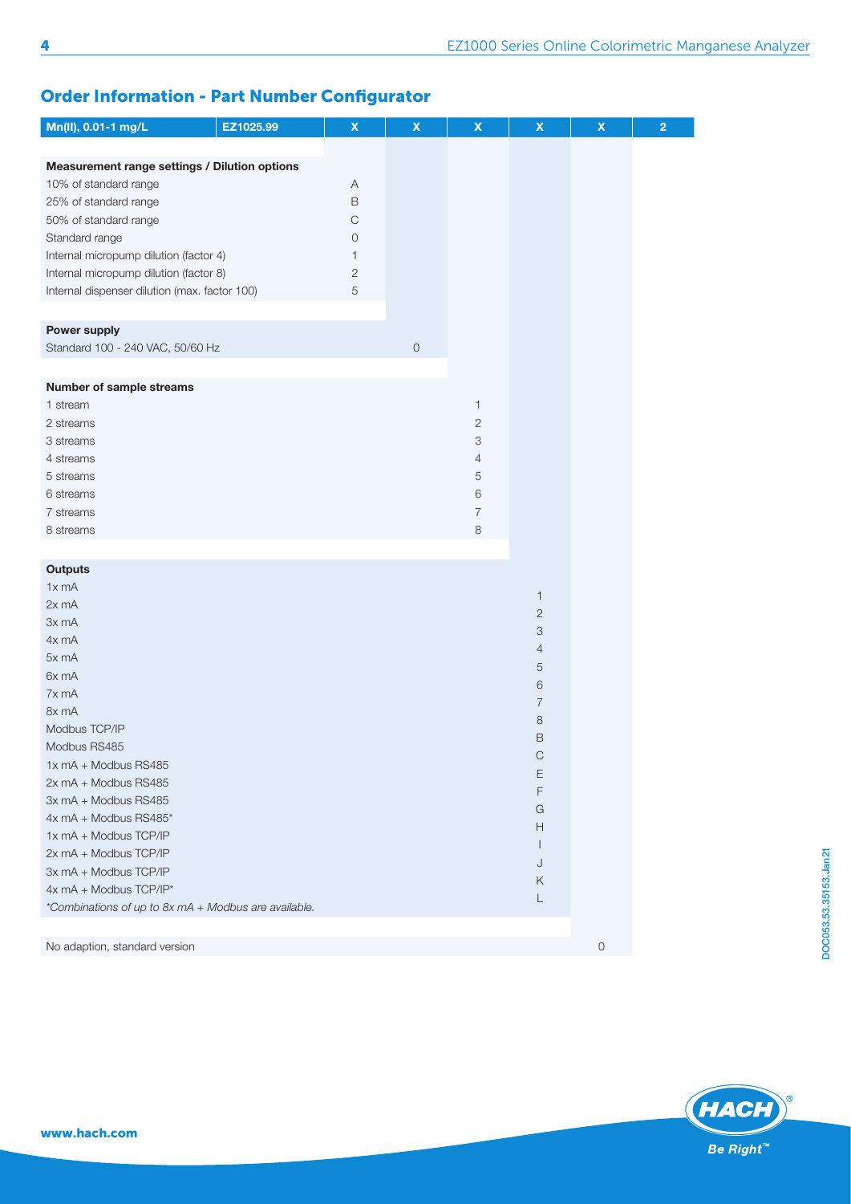## Order Information - Part Number Configurator

| Mn(II), 0.01-1 mg/L | EZ1025.99 | X | X | X | X | X | 2 |
|---|---|---|---|---|---|---|---|
| **Measurement range settings / Dilution options** | | | | | | | |
| 10% of standard range | | A | | | | | |
| 25% of standard range | | B | | | | | |
| 50% of standard range | | C | | | | | |
| Standard range | | 0 | | | | | |
| Internal micropump dilution (factor 4) | | 1 | | | | | |
| Internal micropump dilution (factor 8) | | 2 | | | | | |
| Internal dispenser dilution (max. factor 100) | | 5 | | | | | |
| **Power supply** | | | | | | | |
| Standard 100 - 240 VAC, 50/60 Hz | | | 0 | | | | |
| **Number of sample streams** | | | | | | | |
| 1 stream | | | | 1 | | | |
| 2 streams | | | | 2 | | | |
| 3 streams | | | | 3 | | | |
| 4 streams | | | | 4 | | | |
| 5 streams | | | | 5 | | | |
| 6 streams | | | | 6 | | | |
| 7 streams | | | | 7 | | | |
| 8 streams | | | | 8 | | | |
| **Outputs** | | | | | | | |
| 1x mA | | | | | 1 | | |
| 2x mA | | | | | 2 | | |
| 3x mA | | | | | 3 | | |
| 4x mA | | | | | 4 | | |
| 5x mA | | | | | 5 | | |
| 6x mA | | | | | 6 | | |
| 7x mA | | | | | 7 | | |
| 8x mA | | | | | 8 | | |
| Modbus TCP/IP | | | | | B | | |
| Modbus RS485 | | | | | C | | |
| 1x mA + Modbus RS485 | | | | | E | | |
| 2x mA + Modbus RS485 | | | | | F | | |
| 3x mA + Modbus RS485 | | | | | G | | |
| 4x mA + Modbus RS485* | | | | | H | | |
| 1x mA + Modbus TCP/IP | | | | | I | | |
| 2x mA + Modbus TCP/IP | | | | | J | | |
| 3x mA + Modbus TCP/IP | | | | | K | | |
| 4x mA + Modbus TCP/IP* | | | | | L | | |
| *Combinations of up to 8x mA + Modbus are available.* | | | | | | | |
| No adaption, standard version | | | | | | 0 | |